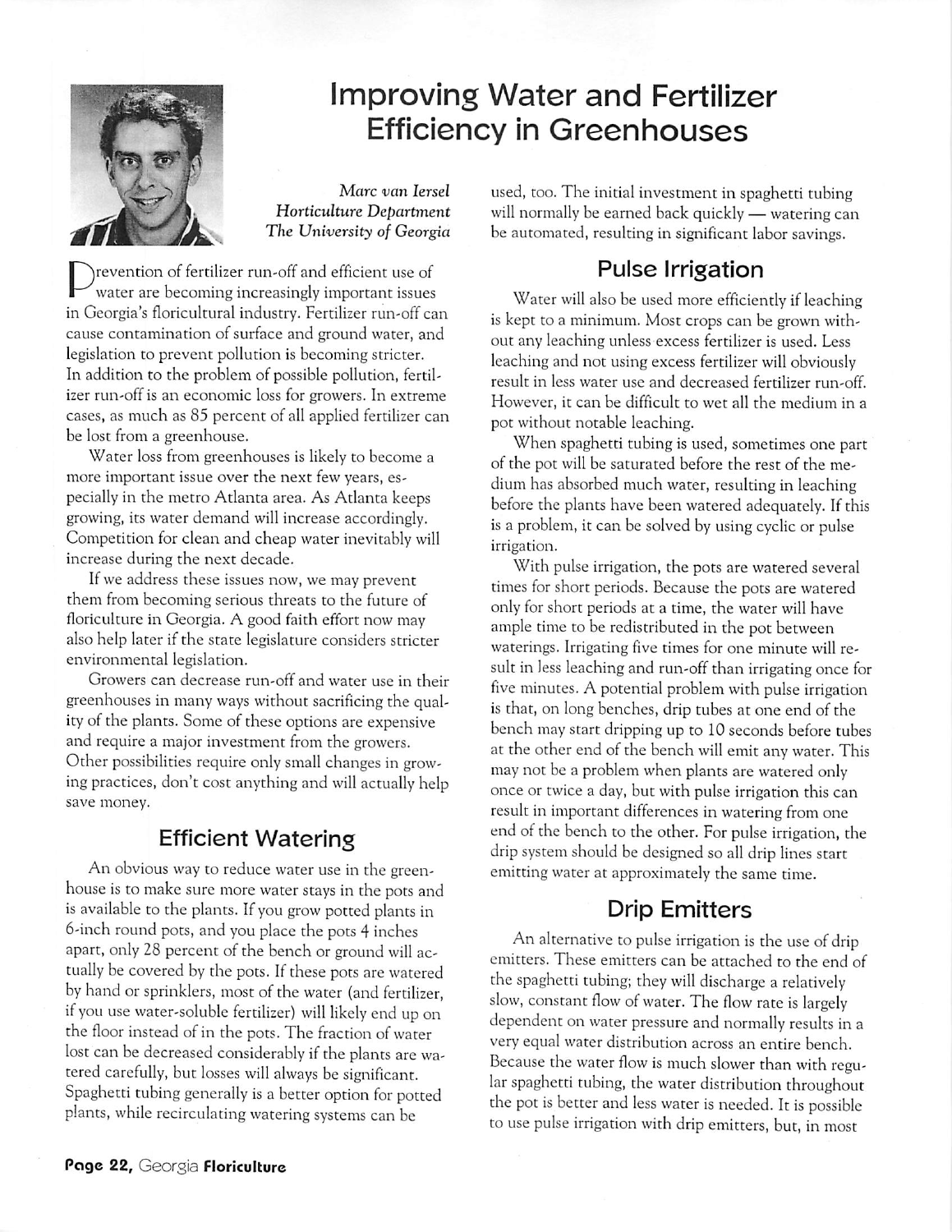// Improving Water and Fertilizer Efficiency in Greenhouses

*Marc van Iersel*
*Horticulture Department*
*The University of Georgia*

Prevention of fertilizer run-off and efficient use of water are becoming increasingly important issues in Georgia's floricultural industry. Fertilizer run-off can cause contamination of surface and ground water, and legislation to prevent pollution is becoming stricter. In addition to the problem of possible pollution, fertilizer run-off is an economic loss for growers. In extreme cases, as much as 85 percent of all applied fertilizer can be lost from a greenhouse.

Water loss from greenhouses is likely to become a more important issue over the next few years, especially in the metro Atlanta area. As Atlanta keeps growing, its water demand will increase accordingly. Competition for clean and cheap water inevitably will increase during the next decade.

If we address these issues now, we may prevent them from becoming serious threats to the future of floriculture in Georgia. A good faith effort now may also help later if the state legislature considers stricter environmental legislation.

Growers can decrease run-off and water use in their greenhouses in many ways without sacrificing the quality of the plants. Some of these options are expensive and require a major investment from the growers. Other possibilities require only small changes in growing practices, don't cost anything and will actually help save money.

## Efficient Watering

An obvious way to reduce water use in the greenhouse is to make sure more water stays in the pots and is available to the plants. If you grow potted plants in 6-inch round pots, and you place the pots 4 inches apart, only 28 percent of the bench or ground will actually be covered by the pots. If these pots are watered by hand or sprinklers, most of the water (and fertilizer, if you use water-soluble fertilizer) will likely end up on the floor instead of in the pots. The fraction of water lost can be decreased considerably if the plants are watered carefully, but losses will always be significant. Spaghetti tubing generally is a better option for potted plants, while recirculating watering systems can be used, too. The initial investment in spaghetti tubing will normally be earned back quickly — watering can be automated, resulting in significant labor savings.

## Pulse Irrigation

Water will also be used more efficiently if leaching is kept to a minimum. Most crops can be grown without any leaching unless excess fertilizer is used. Less leaching and not using excess fertilizer will obviously result in less water use and decreased fertilizer run-off. However, it can be difficult to wet all the medium in a pot without notable leaching.

When spaghetti tubing is used, sometimes one part of the pot will be saturated before the rest of the medium has absorbed much water, resulting in leaching before the plants have been watered adequately. If this is a problem, it can be solved by using cyclic or pulse irrigation.

With pulse irrigation, the pots are watered several times for short periods. Because the pots are watered only for short periods at a time, the water will have ample time to be redistributed in the pot between waterings. Irrigating five times for one minute will result in less leaching and run-off than irrigating once for five minutes. A potential problem with pulse irrigation is that, on long benches, drip tubes at one end of the bench may start dripping up to 10 seconds before tubes at the other end of the bench will emit any water. This may not be a problem when plants are watered only once or twice a day, but with pulse irrigation this can result in important differences in watering from one end of the bench to the other. For pulse irrigation, the drip system should be designed so all drip lines start emitting water at approximately the same time.

## Drip Emitters

An alternative to pulse irrigation is the use of drip emitters. These emitters can be attached to the end of the spaghetti tubing; they will discharge a relatively slow, constant flow of water. The flow rate is largely dependent on water pressure and normally results in a very equal water distribution across an entire bench. Because the water flow is much slower than with regular spaghetti tubing, the water distribution throughout the pot is better and less water is needed. It is possible to use pulse irrigation with drip emitters, but, in most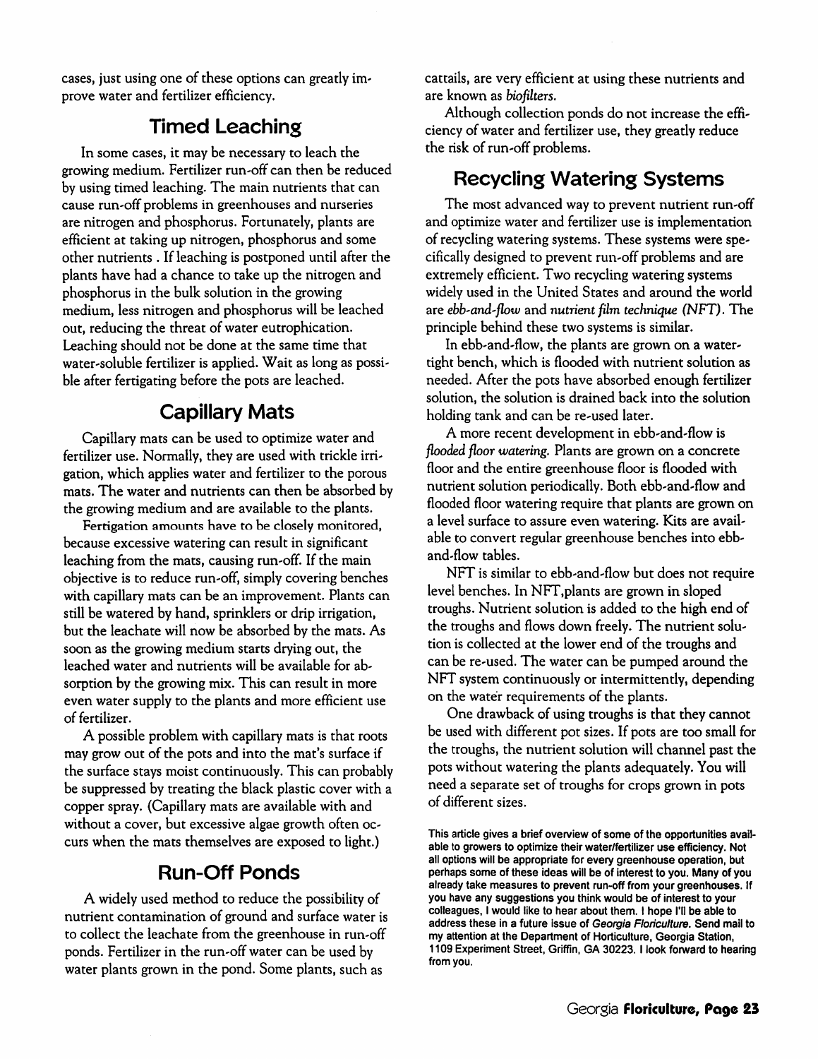cases, just using one of these options can greatly improve water and fertilizer efficiency.

## Timed Leaching

In some cases, it may be necessary to leach the growing medium. Fertilizer run-off can then be reduced by using timed leaching. The main nutrients that can cause run-off problems in greenhouses and nurseries are nitrogen and phosphorus. Fortunately, plants are efficient at taking up nitrogen, phosphorus and some other nutrients . If leaching is postponed until after the plants have had a chance to take up the nitrogen and phosphorus in the bulk solution in the growing medium, less nitrogen and phosphorus will be leached out, reducing the threat of water eutrophication. Leaching should not be done at the same time that water-soluble fertilizer is applied. Wait as long as possible after fertigating before the pots are leached.

## Capillary Mats

Capillary mats can be used to optimize water and fertilizer use. Normally, they are used with trickle irrigation, which applies water and fertilizer to the porous mats. The water and nutrients can then be absorbed by the growing medium and are available to the plants.

Fertigation amounts have to be closely monitored, because excessive watering can result in significant leaching from the mats, causing run-off. If the main objective is to reduce run-off, simply covering benches with capillary mats can be an improvement. Plants can still be watered by hand, sprinklers or drip irrigation, but the leachate will now be absorbed by the mats. As soon as the growing medium starts drying out, the leached water and nutrients will be available for absorption by the growing mix. This can result in more even water supply to the plants and more efficient use of fertilizer.

A possible problem with capillary mats is that roots may grow out of the pots and into the mat's surface if the surface stays moist continuously. This can probably be suppressed by treating the black plastic cover with a copper spray. (Capillary mats are available with and without a cover, but excessive algae growth often occurs when the mats themselves are exposed to light.)

## Run-Off Ponds

A widely used method to reduce the possibility of nutrient contamination of ground and surface water is to collect the leachate from the greenhouse in run-off ponds. Fertilizer in the run-off water can be used by water plants grown in the pond. Some plants, such as cattails, are very efficient at using these nutrients and are known as *biofilters*.

Although collection ponds do not increase the efficiency of water and fertilizer use, they greatly reduce the risk of run-off problems.

## Recycling Watering Systems

The most advanced way to prevent nutrient run-off and optimize water and fertilizer use is implementation of recycling watering systems. These systems were specifically designed to prevent run-off problems and are extremely efficient. Two recycling watering systems widely used in the United States and around the world are *ebb-and-flow* and *nutrient film technique (NFT)*. The principle behind these two systems is similar.

In ebb-and-flow, the plants are grown on a watertight bench, which is flooded with nutrient solution as needed. After the pots have absorbed enough fertilizer solution, the solution is drained back into the solution holding tank and can be re-used later.

A more recent development in ebb-and-flow is *flooded floor watering*. Plants are grown on a concrete floor and the entire greenhouse floor is flooded with nutrient solution periodically. Both ebb-and-flow and flooded floor watering require that plants are grown on a level surface to assure even watering. Kits are available to convert regular greenhouse benches into ebb-and-flow tables.

NFT is similar to ebb-and-flow but does not require level benches. In NFT,plants are grown in sloped troughs. Nutrient solution is added to the high end of the troughs and flows down freely. The nutrient solution is collected at the lower end of the troughs and can be re-used. The water can be pumped around the NFT system continuously or intermittently, depending on the water requirements of the plants.

One drawback of using troughs is that they cannot be used with different pot sizes. If pots are too small for the troughs, the nutrient solution will channel past the pots without watering the plants adequately. You will need a separate set of troughs for crops grown in pots of different sizes.

**This article gives a brief overview of some of the opportunities available to growers to optimize their water/fertilizer use efficiency. Not all options will be appropriate for every greenhouse operation, but perhaps some of these ideas will be of interest to you. Many of you already take measures to prevent run-off from your greenhouses. If you have any suggestions you think would be of interest to your colleagues, I would like to hear about them. I hope I'll be able to address these in a future issue of *Georgia Floriculture*. Send mail to my attention at the Department of Horticulture, Georgia Station, 1109 Experiment Street, Griffin, GA 30223. I look forward to hearing from you.**